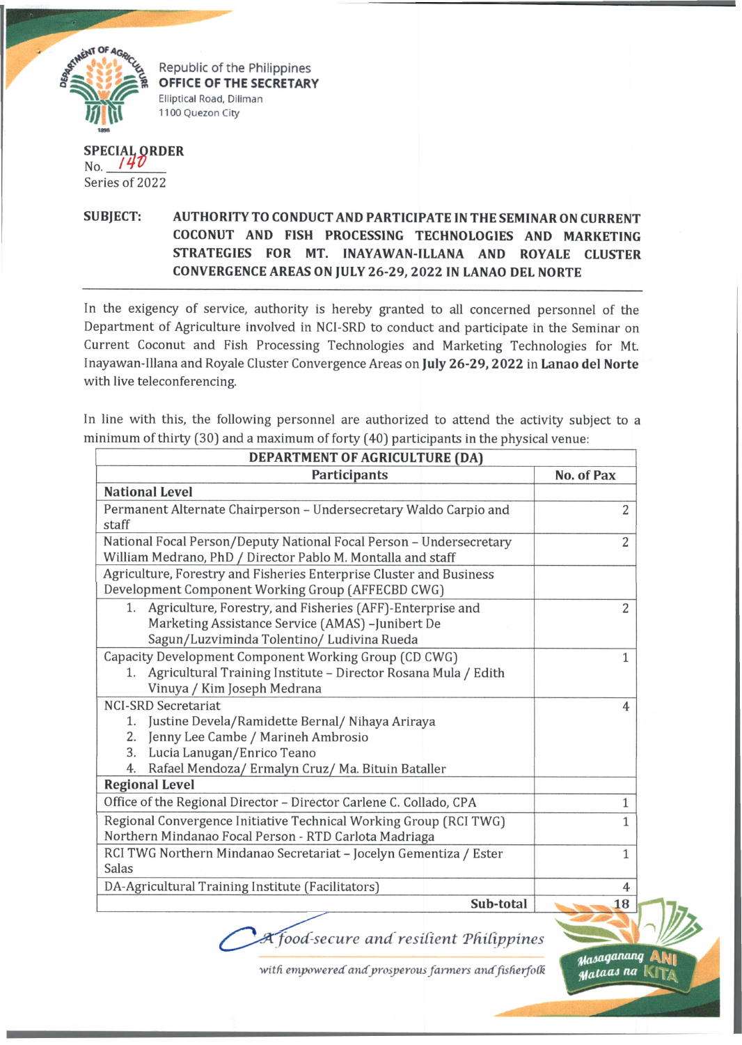Republic of the Philippines
**OFFICE OF THE SECRETARY**
Elliptical Road, Diliman
1100 Quezon City

**SPECIAL ORDER**
No. 140
Series of 2022

**SUBJECT: AUTHORITY TO CONDUCT AND PARTICIPATE IN THE SEMINAR ON CURRENT COCONUT AND FISH PROCESSING TECHNOLOGIES AND MARKETING STRATEGIES FOR MT. INAYAWAN-ILLANA AND ROYALE CLUSTER CONVERGENCE AREAS ON JULY 26-29, 2022 IN LANAO DEL NORTE**

---

In the exigency of service, authority is hereby granted to all concerned personnel of the Department of Agriculture involved in NCI-SRD to conduct and participate in the Seminar on Current Coconut and Fish Processing Technologies and Marketing Technologies for Mt. Inayawan-Illana and Royale Cluster Convergence Areas on **July 26-29, 2022** in **Lanao del Norte** with live teleconferencing.

In line with this, the following personnel are authorized to attend the activity subject to a minimum of thirty (30) and a maximum of forty (40) participants in the physical venue:

| **DEPARTMENT OF AGRICULTURE (DA)** | |
|---|---|
| **Participants** | **No. of Pax** |
| **National Level** | |
| Permanent Alternate Chairperson – Undersecretary Waldo Carpio and staff | 2 |
| National Focal Person/Deputy National Focal Person – Undersecretary William Medrano, PhD / Director Pablo M. Montalla and staff | 2 |
| Agriculture, Forestry and Fisheries Enterprise Cluster and Business Development Component Working Group (AFFECBD CWG) | |
| 1. Agriculture, Forestry, and Fisheries (AFF)-Enterprise and Marketing Assistance Service (AMAS) –Junibert De Sagun/Luzviminda Tolentino/ Ludivina Rueda | 2 |
| Capacity Development Component Working Group (CD CWG)<br>1. Agricultural Training Institute – Director Rosana Mula / Edith Vinuya / Kim Joseph Medrana | 1 |
| NCI-SRD Secretariat<br>1. Justine Devela/Ramidette Bernal/ Nihaya Ariraya<br>2. Jenny Lee Cambe / Marineh Ambrosio<br>3. Lucia Lanugan/Enrico Teano<br>4. Rafael Mendoza/ Ermalyn Cruz/ Ma. Bituin Bataller | 4 |
| **Regional Level** | |
| Office of the Regional Director – Director Carlene C. Collado, CPA | 1 |
| Regional Convergence Initiative Technical Working Group (RCI TWG) Northern Mindanao Focal Person - RTD Carlota Madriaga | 1 |
| RCI TWG Northern Mindanao Secretariat – Jocelyn Gementiza / Ester Salas | 1 |
| DA-Agricultural Training Institute (Facilitators) | 4 |
| **Sub-total** | **18** |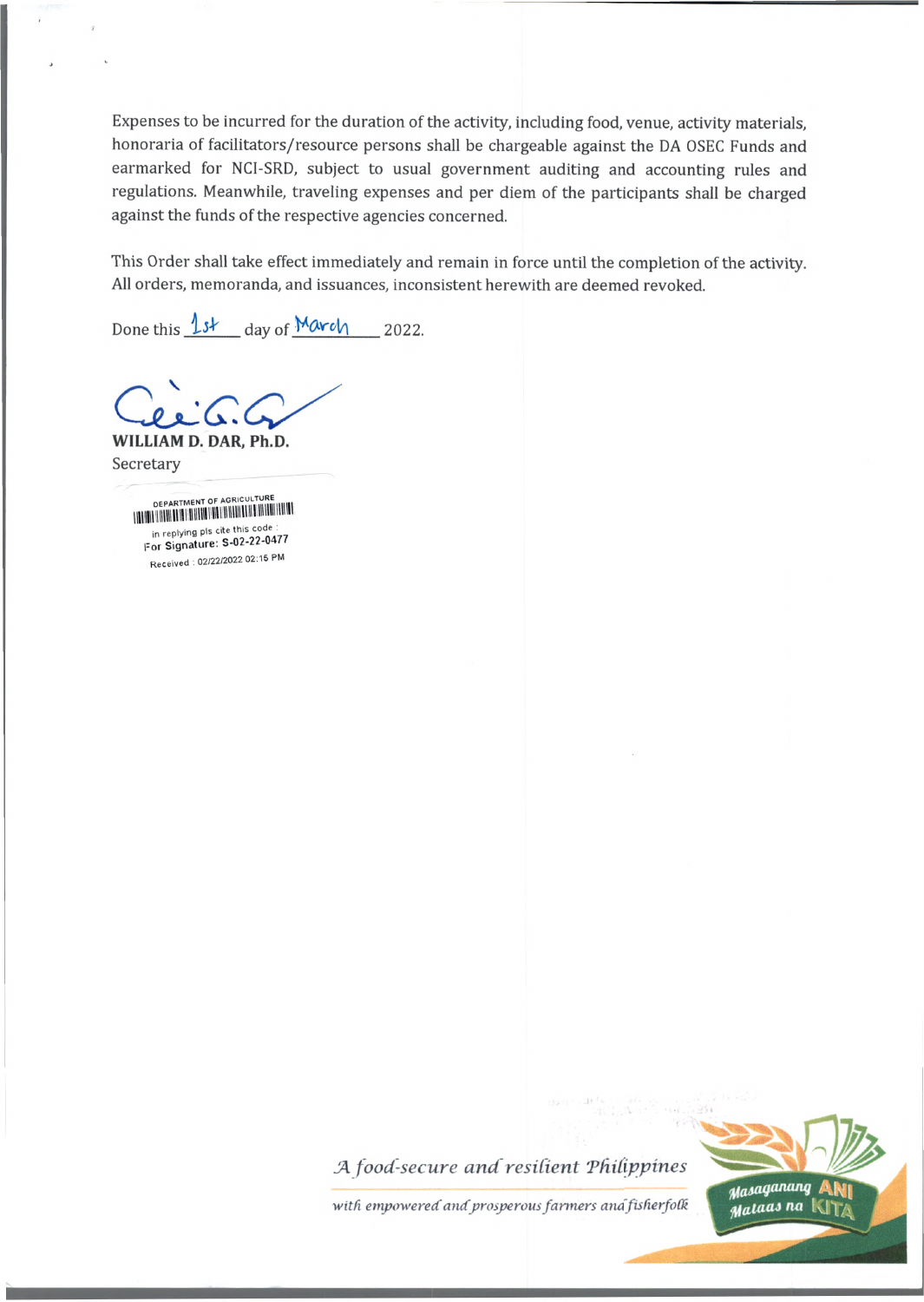Expenses to be incurred for the duration of the activity, including food, venue, activity materials, honoraria of facilitators/resource persons shall be chargeable against the DA OSEC Funds and earmarked for NCI-SRD, subject to usual government auditing and accounting rules and regulations. Meanwhile, traveling expenses and per diem of the participants shall be charged against the funds of the respective agencies concerned.

This Order shall take effect immediately and remain in force until the completion of the activity. All orders, memoranda, and issuances, inconsistent herewith are deemed revoked.

Done this 1st day of March 2022.

**WILLIAM D. DAR, Ph.D.**
Secretary

DEPARTMENT OF AGRICULTURE
in replying pls cite this code :
For Signature: S-02-22-0477
Received : 02/22/2022 02:15 PM

*A food-secure and resilient Philippines*
*with empowered and prosperous farmers and fisherfolk*

Masaganang ANI Mataas na KITA